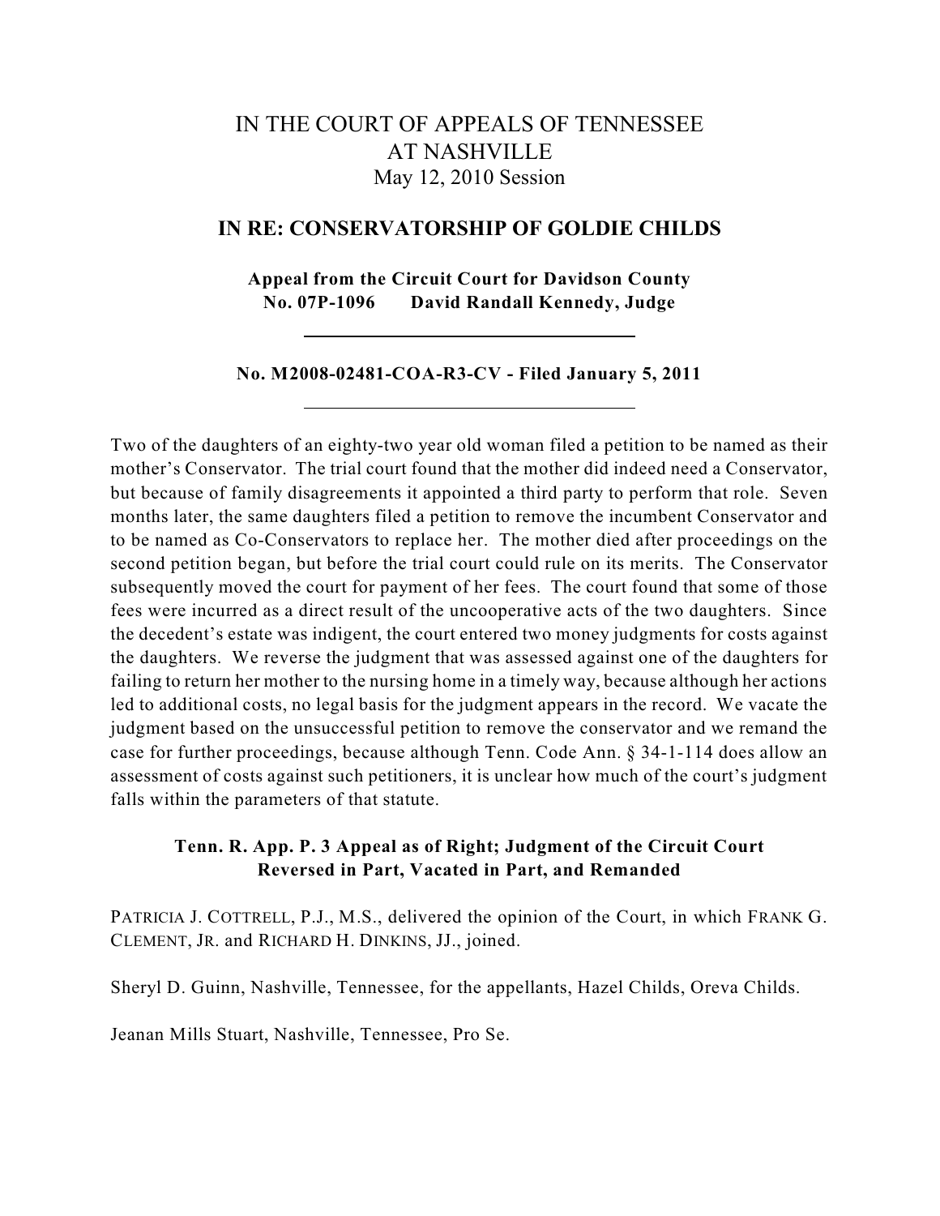# IN THE COURT OF APPEALS OF TENNESSEE AT NASHVILLE

May 12, 2010 Session

## IN RE: CONSERVATORSHIP OF GOLDIE CHILDS

**Appeal from the Circuit Court for Davidson County**
**No. 07P-1096 David Randall Kennedy, Judge**

---

**No. M2008-02481-COA-R3-CV - Filed January 5, 2011**

---

Two of the daughters of an eighty-two year old woman filed a petition to be named as their mother's Conservator. The trial court found that the mother did indeed need a Conservator, but because of family disagreements it appointed a third party to perform that role. Seven months later, the same daughters filed a petition to remove the incumbent Conservator and to be named as Co-Conservators to replace her. The mother died after proceedings on the second petition began, but before the trial court could rule on its merits. The Conservator subsequently moved the court for payment of her fees. The court found that some of those fees were incurred as a direct result of the uncooperative acts of the two daughters. Since the decedent's estate was indigent, the court entered two money judgments for costs against the daughters. We reverse the judgment that was assessed against one of the daughters for failing to return her mother to the nursing home in a timely way, because although her actions led to additional costs, no legal basis for the judgment appears in the record. We vacate the judgment based on the unsuccessful petition to remove the conservator and we remand the case for further proceedings, because although Tenn. Code Ann. § 34-1-114 does allow an assessment of costs against such petitioners, it is unclear how much of the court's judgment falls within the parameters of that statute.

**Tenn. R. App. P. 3 Appeal as of Right; Judgment of the Circuit Court Reversed in Part, Vacated in Part, and Remanded**

PATRICIA J. COTTRELL, P.J., M.S., delivered the opinion of the Court, in which FRANK G. CLEMENT, JR. and RICHARD H. DINKINS, JJ., joined.

Sheryl D. Guinn, Nashville, Tennessee, for the appellants, Hazel Childs, Oreva Childs.

Jeanan Mills Stuart, Nashville, Tennessee, Pro Se.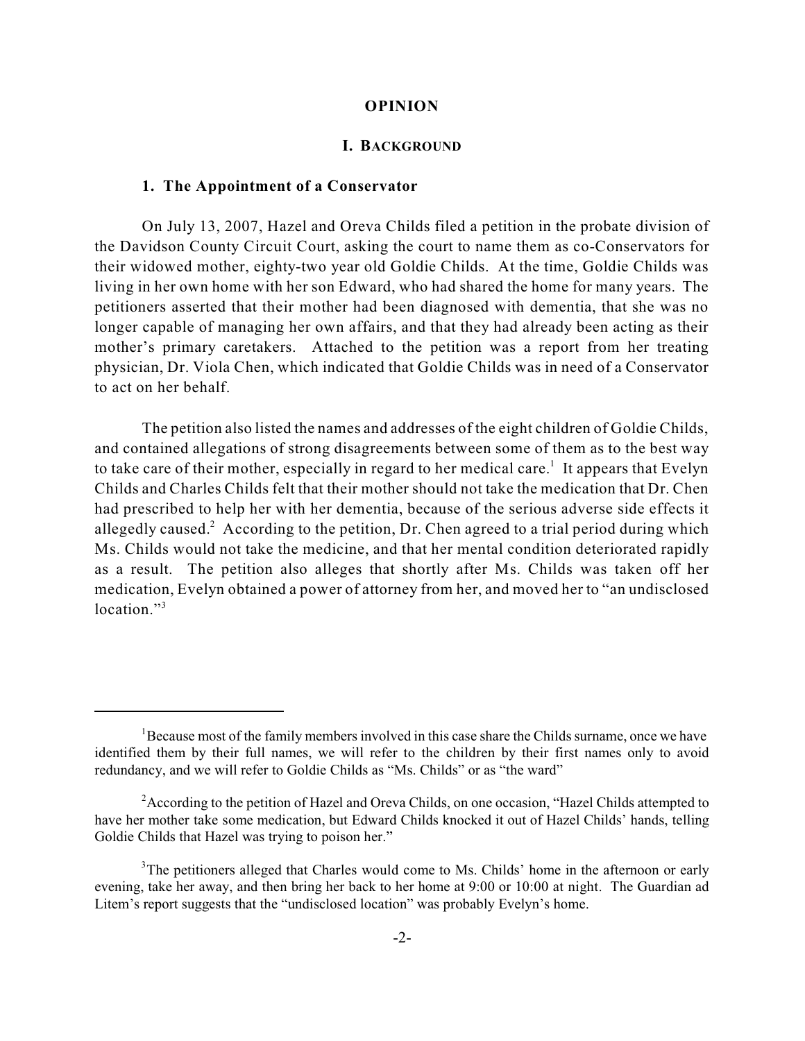# OPINION

## I. BACKGROUND

### 1. The Appointment of a Conservator

On July 13, 2007, Hazel and Oreva Childs filed a petition in the probate division of the Davidson County Circuit Court, asking the court to name them as co-Conservators for their widowed mother, eighty-two year old Goldie Childs. At the time, Goldie Childs was living in her own home with her son Edward, who had shared the home for many years. The petitioners asserted that their mother had been diagnosed with dementia, that she was no longer capable of managing her own affairs, and that they had already been acting as their mother's primary caretakers. Attached to the petition was a report from her treating physician, Dr. Viola Chen, which indicated that Goldie Childs was in need of a Conservator to act on her behalf.

The petition also listed the names and addresses of the eight children of Goldie Childs, and contained allegations of strong disagreements between some of them as to the best way to take care of their mother, especially in regard to her medical care.[1] It appears that Evelyn Childs and Charles Childs felt that their mother should not take the medication that Dr. Chen had prescribed to help her with her dementia, because of the serious adverse side effects it allegedly caused.[2] According to the petition, Dr. Chen agreed to a trial period during which Ms. Childs would not take the medicine, and that her mental condition deteriorated rapidly as a result. The petition also alleges that shortly after Ms. Childs was taken off her medication, Evelyn obtained a power of attorney from her, and moved her to "an undisclosed location."[3]

---

[1]Because most of the family members involved in this case share the Childs surname, once we have identified them by their full names, we will refer to the children by their first names only to avoid redundancy, and we will refer to Goldie Childs as "Ms. Childs" or as "the ward"

[2]According to the petition of Hazel and Oreva Childs, on one occasion, "Hazel Childs attempted to have her mother take some medication, but Edward Childs knocked it out of Hazel Childs' hands, telling Goldie Childs that Hazel was trying to poison her."

[3]The petitioners alleged that Charles would come to Ms. Childs' home in the afternoon or early evening, take her away, and then bring her back to her home at 9:00 or 10:00 at night. The Guardian ad Litem's report suggests that the "undisclosed location" was probably Evelyn's home.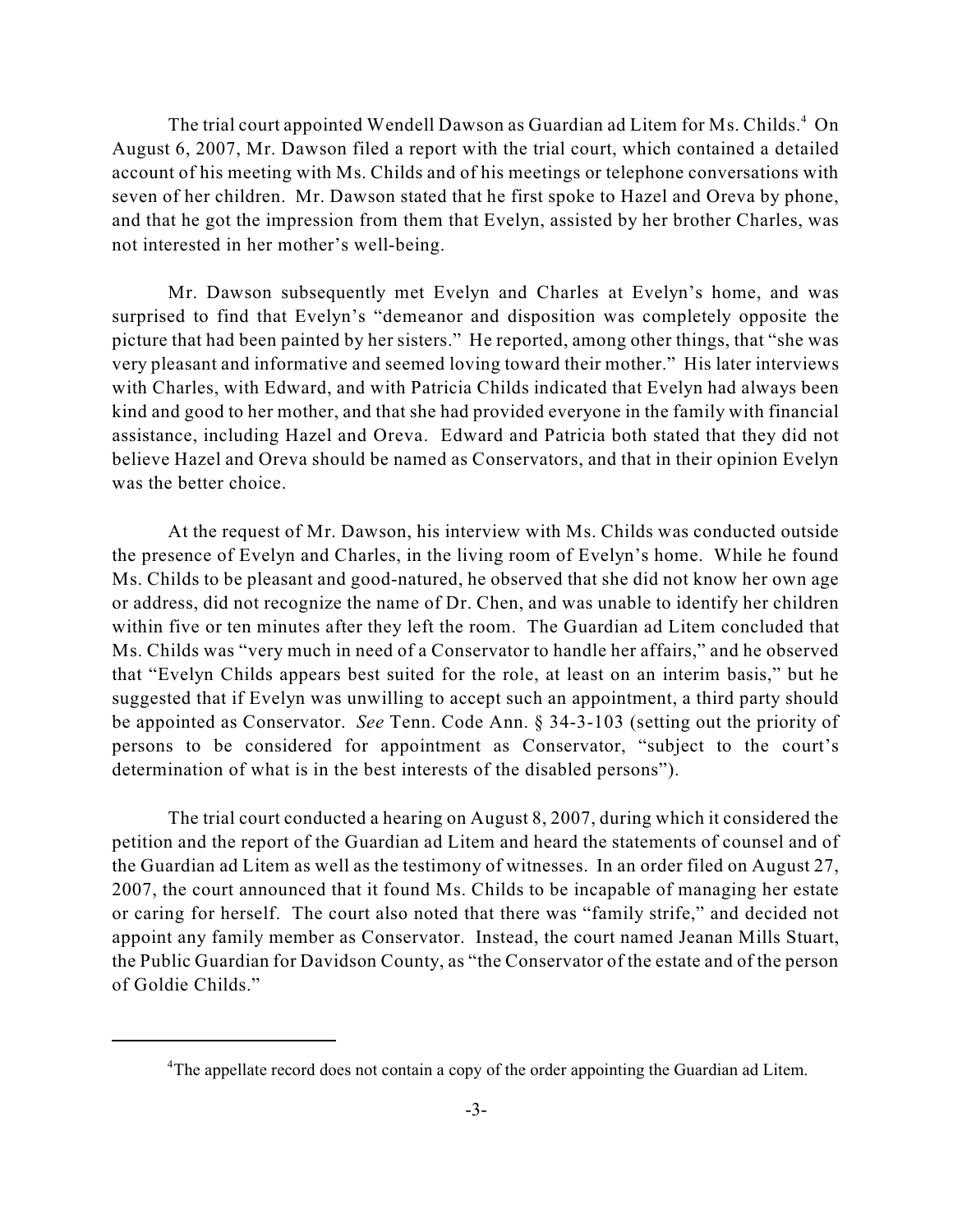The trial court appointed Wendell Dawson as Guardian ad Litem for Ms. Childs.[4] On August 6, 2007, Mr. Dawson filed a report with the trial court, which contained a detailed account of his meeting with Ms. Childs and of his meetings or telephone conversations with seven of her children. Mr. Dawson stated that he first spoke to Hazel and Oreva by phone, and that he got the impression from them that Evelyn, assisted by her brother Charles, was not interested in her mother's well-being.

Mr. Dawson subsequently met Evelyn and Charles at Evelyn's home, and was surprised to find that Evelyn's "demeanor and disposition was completely opposite the picture that had been painted by her sisters." He reported, among other things, that "she was very pleasant and informative and seemed loving toward their mother." His later interviews with Charles, with Edward, and with Patricia Childs indicated that Evelyn had always been kind and good to her mother, and that she had provided everyone in the family with financial assistance, including Hazel and Oreva. Edward and Patricia both stated that they did not believe Hazel and Oreva should be named as Conservators, and that in their opinion Evelyn was the better choice.

At the request of Mr. Dawson, his interview with Ms. Childs was conducted outside the presence of Evelyn and Charles, in the living room of Evelyn's home. While he found Ms. Childs to be pleasant and good-natured, he observed that she did not know her own age or address, did not recognize the name of Dr. Chen, and was unable to identify her children within five or ten minutes after they left the room. The Guardian ad Litem concluded that Ms. Childs was "very much in need of a Conservator to handle her affairs," and he observed that "Evelyn Childs appears best suited for the role, at least on an interim basis," but he suggested that if Evelyn was unwilling to accept such an appointment, a third party should be appointed as Conservator. *See* Tenn. Code Ann. § 34-3-103 (setting out the priority of persons to be considered for appointment as Conservator, "subject to the court's determination of what is in the best interests of the disabled persons").

The trial court conducted a hearing on August 8, 2007, during which it considered the petition and the report of the Guardian ad Litem and heard the statements of counsel and of the Guardian ad Litem as well as the testimony of witnesses. In an order filed on August 27, 2007, the court announced that it found Ms. Childs to be incapable of managing her estate or caring for herself. The court also noted that there was "family strife," and decided not appoint any family member as Conservator. Instead, the court named Jeanan Mills Stuart, the Public Guardian for Davidson County, as "the Conservator of the estate and of the person of Goldie Childs."

---

[4] The appellate record does not contain a copy of the order appointing the Guardian ad Litem.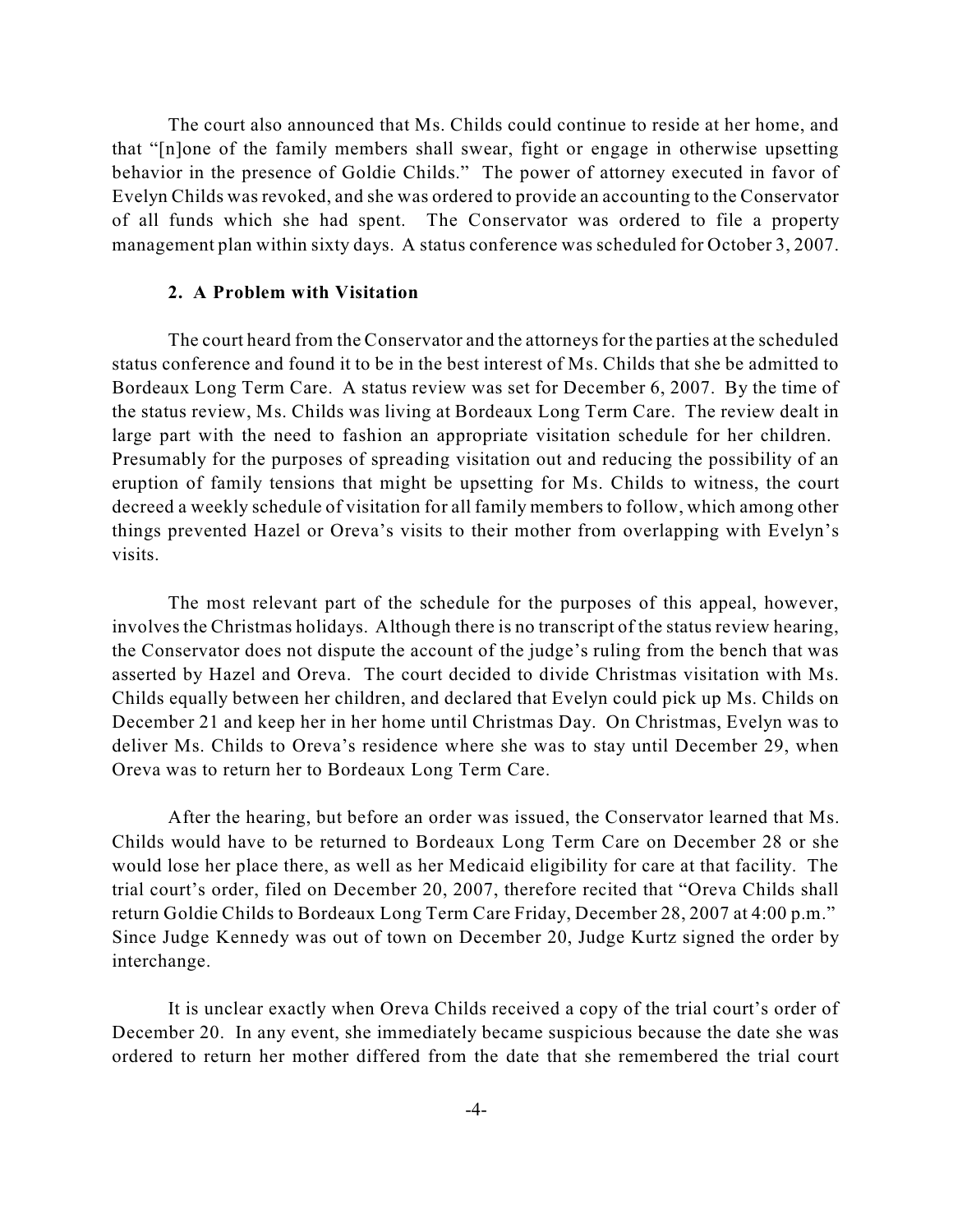The court also announced that Ms. Childs could continue to reside at her home, and that "[n]one of the family members shall swear, fight or engage in otherwise upsetting behavior in the presence of Goldie Childs." The power of attorney executed in favor of Evelyn Childs was revoked, and she was ordered to provide an accounting to the Conservator of all funds which she had spent. The Conservator was ordered to file a property management plan within sixty days. A status conference was scheduled for October 3, 2007.

### 2. A Problem with Visitation

The court heard from the Conservator and the attorneys for the parties at the scheduled status conference and found it to be in the best interest of Ms. Childs that she be admitted to Bordeaux Long Term Care. A status review was set for December 6, 2007. By the time of the status review, Ms. Childs was living at Bordeaux Long Term Care. The review dealt in large part with the need to fashion an appropriate visitation schedule for her children. Presumably for the purposes of spreading visitation out and reducing the possibility of an eruption of family tensions that might be upsetting for Ms. Childs to witness, the court decreed a weekly schedule of visitation for all family members to follow, which among other things prevented Hazel or Oreva's visits to their mother from overlapping with Evelyn's visits.

The most relevant part of the schedule for the purposes of this appeal, however, involves the Christmas holidays. Although there is no transcript of the status review hearing, the Conservator does not dispute the account of the judge's ruling from the bench that was asserted by Hazel and Oreva. The court decided to divide Christmas visitation with Ms. Childs equally between her children, and declared that Evelyn could pick up Ms. Childs on December 21 and keep her in her home until Christmas Day. On Christmas, Evelyn was to deliver Ms. Childs to Oreva's residence where she was to stay until December 29, when Oreva was to return her to Bordeaux Long Term Care.

After the hearing, but before an order was issued, the Conservator learned that Ms. Childs would have to be returned to Bordeaux Long Term Care on December 28 or she would lose her place there, as well as her Medicaid eligibility for care at that facility. The trial court's order, filed on December 20, 2007, therefore recited that "Oreva Childs shall return Goldie Childs to Bordeaux Long Term Care Friday, December 28, 2007 at 4:00 p.m." Since Judge Kennedy was out of town on December 20, Judge Kurtz signed the order by interchange.

It is unclear exactly when Oreva Childs received a copy of the trial court's order of December 20. In any event, she immediately became suspicious because the date she was ordered to return her mother differed from the date that she remembered the trial court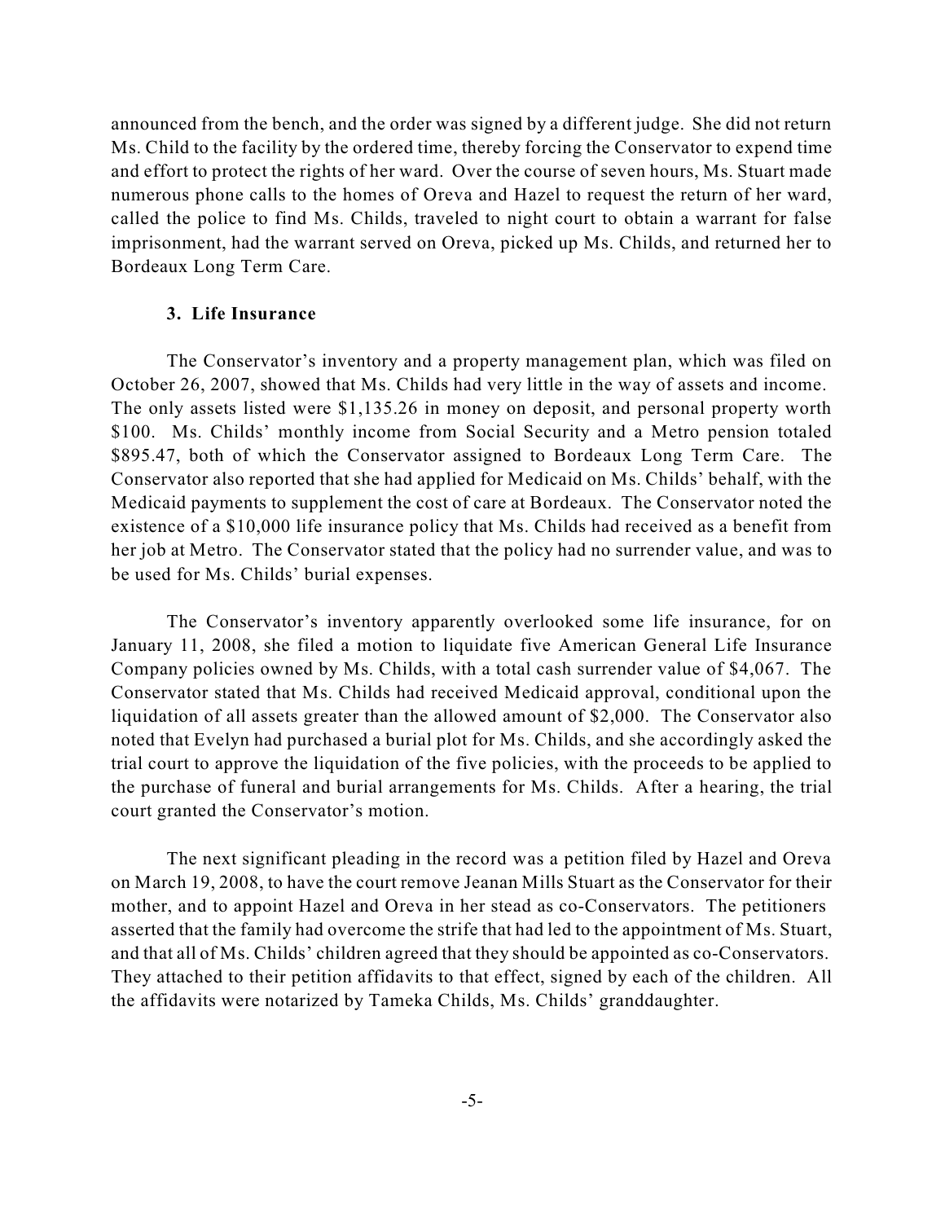announced from the bench, and the order was signed by a different judge. She did not return Ms. Child to the facility by the ordered time, thereby forcing the Conservator to expend time and effort to protect the rights of her ward. Over the course of seven hours, Ms. Stuart made numerous phone calls to the homes of Oreva and Hazel to request the return of her ward, called the police to find Ms. Childs, traveled to night court to obtain a warrant for false imprisonment, had the warrant served on Oreva, picked up Ms. Childs, and returned her to Bordeaux Long Term Care.

### 3. Life Insurance

The Conservator's inventory and a property management plan, which was filed on October 26, 2007, showed that Ms. Childs had very little in the way of assets and income. The only assets listed were $1,135.26 in money on deposit, and personal property worth $100. Ms. Childs' monthly income from Social Security and a Metro pension totaled $895.47, both of which the Conservator assigned to Bordeaux Long Term Care. The Conservator also reported that she had applied for Medicaid on Ms. Childs' behalf, with the Medicaid payments to supplement the cost of care at Bordeaux. The Conservator noted the existence of a $10,000 life insurance policy that Ms. Childs had received as a benefit from her job at Metro. The Conservator stated that the policy had no surrender value, and was to be used for Ms. Childs' burial expenses.

The Conservator's inventory apparently overlooked some life insurance, for on January 11, 2008, she filed a motion to liquidate five American General Life Insurance Company policies owned by Ms. Childs, with a total cash surrender value of $4,067. The Conservator stated that Ms. Childs had received Medicaid approval, conditional upon the liquidation of all assets greater than the allowed amount of $2,000. The Conservator also noted that Evelyn had purchased a burial plot for Ms. Childs, and she accordingly asked the trial court to approve the liquidation of the five policies, with the proceeds to be applied to the purchase of funeral and burial arrangements for Ms. Childs. After a hearing, the trial court granted the Conservator's motion.

The next significant pleading in the record was a petition filed by Hazel and Oreva on March 19, 2008, to have the court remove Jeanan Mills Stuart as the Conservator for their mother, and to appoint Hazel and Oreva in her stead as co-Conservators. The petitioners asserted that the family had overcome the strife that had led to the appointment of Ms. Stuart, and that all of Ms. Childs' children agreed that they should be appointed as co-Conservators. They attached to their petition affidavits to that effect, signed by each of the children. All the affidavits were notarized by Tameka Childs, Ms. Childs' granddaughter.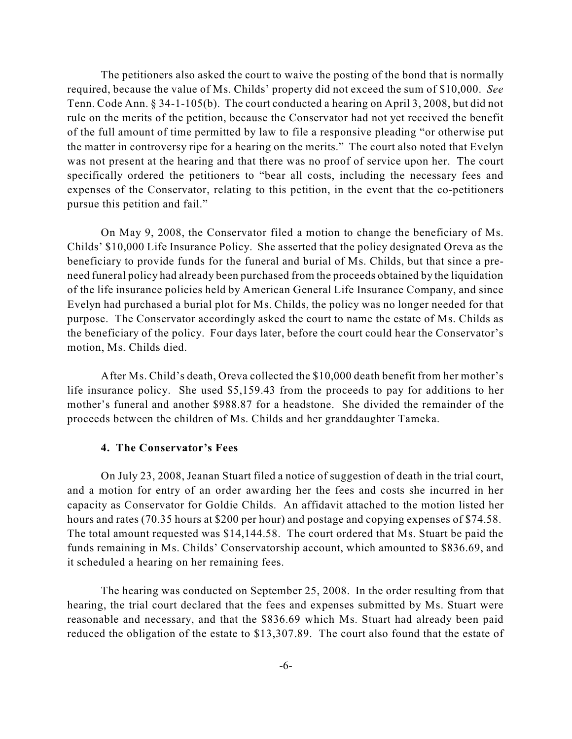The petitioners also asked the court to waive the posting of the bond that is normally required, because the value of Ms. Childs' property did not exceed the sum of $10,000. *See* Tenn. Code Ann. § 34-1-105(b). The court conducted a hearing on April 3, 2008, but did not rule on the merits of the petition, because the Conservator had not yet received the benefit of the full amount of time permitted by law to file a responsive pleading "or otherwise put the matter in controversy ripe for a hearing on the merits." The court also noted that Evelyn was not present at the hearing and that there was no proof of service upon her. The court specifically ordered the petitioners to "bear all costs, including the necessary fees and expenses of the Conservator, relating to this petition, in the event that the co-petitioners pursue this petition and fail."

On May 9, 2008, the Conservator filed a motion to change the beneficiary of Ms. Childs' $10,000 Life Insurance Policy. She asserted that the policy designated Oreva as the beneficiary to provide funds for the funeral and burial of Ms. Childs, but that since a pre-need funeral policy had already been purchased from the proceeds obtained by the liquidation of the life insurance policies held by American General Life Insurance Company, and since Evelyn had purchased a burial plot for Ms. Childs, the policy was no longer needed for that purpose. The Conservator accordingly asked the court to name the estate of Ms. Childs as the beneficiary of the policy. Four days later, before the court could hear the Conservator's motion, Ms. Childs died.

After Ms. Child's death, Oreva collected the $10,000 death benefit from her mother's life insurance policy. She used $5,159.43 from the proceeds to pay for additions to her mother's funeral and another $988.87 for a headstone. She divided the remainder of the proceeds between the children of Ms. Childs and her granddaughter Tameka.

#### 4. The Conservator's Fees

On July 23, 2008, Jeanan Stuart filed a notice of suggestion of death in the trial court, and a motion for entry of an order awarding her the fees and costs she incurred in her capacity as Conservator for Goldie Childs. An affidavit attached to the motion listed her hours and rates (70.35 hours at $200 per hour) and postage and copying expenses of $74.58. The total amount requested was $14,144.58. The court ordered that Ms. Stuart be paid the funds remaining in Ms. Childs' Conservatorship account, which amounted to $836.69, and it scheduled a hearing on her remaining fees.

The hearing was conducted on September 25, 2008. In the order resulting from that hearing, the trial court declared that the fees and expenses submitted by Ms. Stuart were reasonable and necessary, and that the $836.69 which Ms. Stuart had already been paid reduced the obligation of the estate to $13,307.89. The court also found that the estate of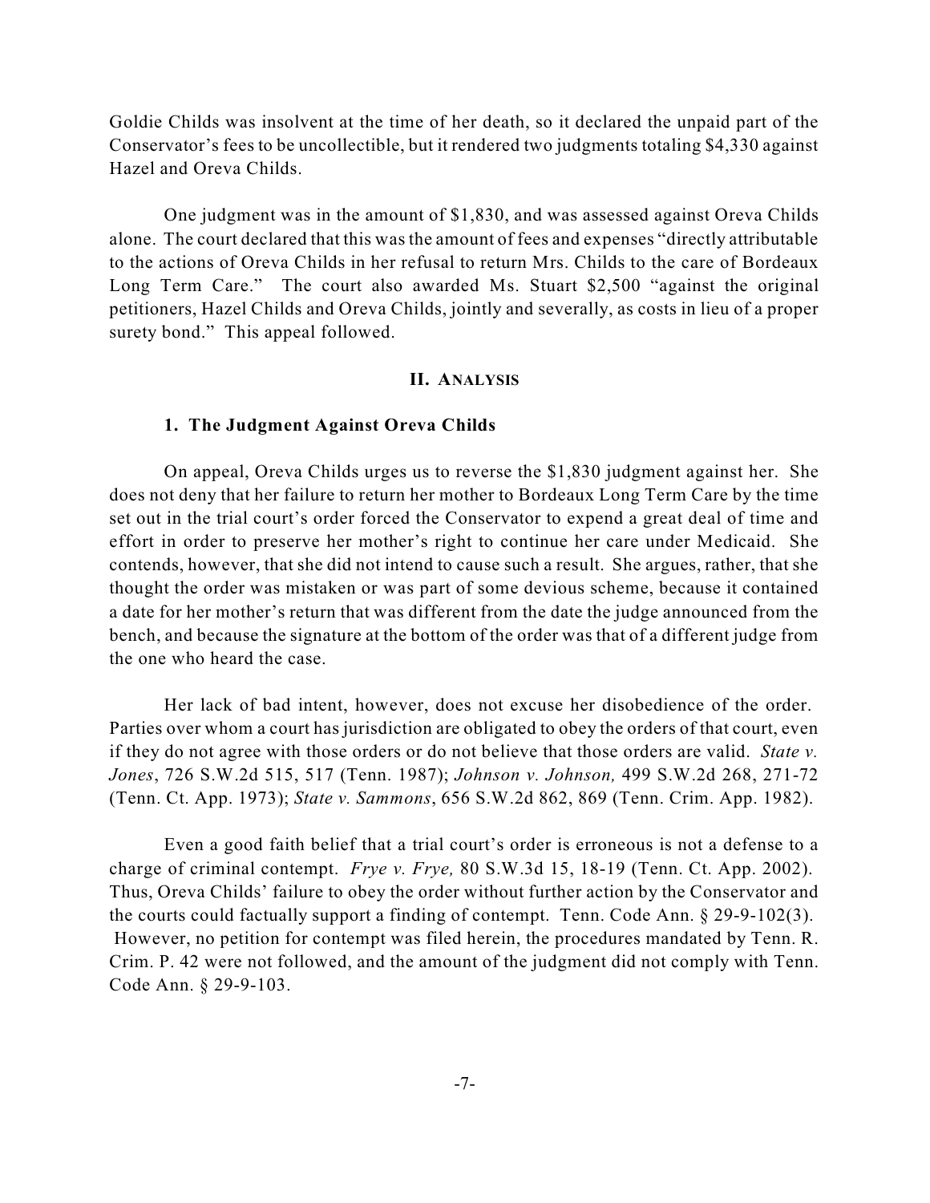Goldie Childs was insolvent at the time of her death, so it declared the unpaid part of the Conservator's fees to be uncollectible, but it rendered two judgments totaling $4,330 against Hazel and Oreva Childs.

One judgment was in the amount of $1,830, and was assessed against Oreva Childs alone. The court declared that this was the amount of fees and expenses "directly attributable to the actions of Oreva Childs in her refusal to return Mrs. Childs to the care of Bordeaux Long Term Care." The court also awarded Ms. Stuart $2,500 "against the original petitioners, Hazel Childs and Oreva Childs, jointly and severally, as costs in lieu of a proper surety bond." This appeal followed.

## II. Analysis

### 1. The Judgment Against Oreva Childs

On appeal, Oreva Childs urges us to reverse the $1,830 judgment against her. She does not deny that her failure to return her mother to Bordeaux Long Term Care by the time set out in the trial court's order forced the Conservator to expend a great deal of time and effort in order to preserve her mother's right to continue her care under Medicaid. She contends, however, that she did not intend to cause such a result. She argues, rather, that she thought the order was mistaken or was part of some devious scheme, because it contained a date for her mother's return that was different from the date the judge announced from the bench, and because the signature at the bottom of the order was that of a different judge from the one who heard the case.

Her lack of bad intent, however, does not excuse her disobedience of the order. Parties over whom a court has jurisdiction are obligated to obey the orders of that court, even if they do not agree with those orders or do not believe that those orders are valid. *State v. Jones*, 726 S.W.2d 515, 517 (Tenn. 1987); *Johnson v. Johnson,* 499 S.W.2d 268, 271-72 (Tenn. Ct. App. 1973); *State v. Sammons*, 656 S.W.2d 862, 869 (Tenn. Crim. App. 1982).

Even a good faith belief that a trial court's order is erroneous is not a defense to a charge of criminal contempt. *Frye v. Frye,* 80 S.W.3d 15, 18-19 (Tenn. Ct. App. 2002). Thus, Oreva Childs' failure to obey the order without further action by the Conservator and the courts could factually support a finding of contempt. Tenn. Code Ann. § 29-9-102(3). However, no petition for contempt was filed herein, the procedures mandated by Tenn. R. Crim. P. 42 were not followed, and the amount of the judgment did not comply with Tenn. Code Ann. § 29-9-103.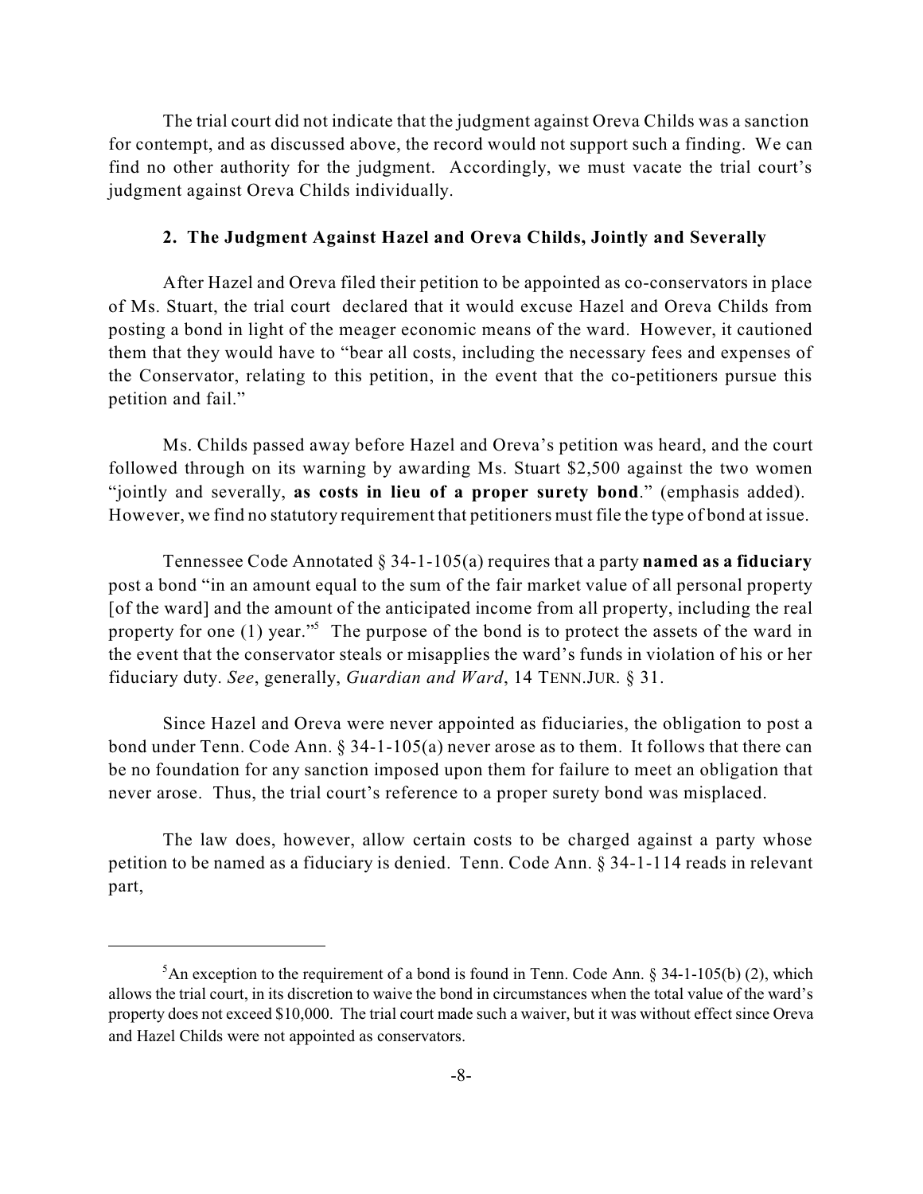The trial court did not indicate that the judgment against Oreva Childs was a sanction for contempt, and as discussed above, the record would not support such a finding. We can find no other authority for the judgment. Accordingly, we must vacate the trial court's judgment against Oreva Childs individually.

### 2. The Judgment Against Hazel and Oreva Childs, Jointly and Severally

After Hazel and Oreva filed their petition to be appointed as co-conservators in place of Ms. Stuart, the trial court declared that it would excuse Hazel and Oreva Childs from posting a bond in light of the meager economic means of the ward. However, it cautioned them that they would have to "bear all costs, including the necessary fees and expenses of the Conservator, relating to this petition, in the event that the co-petitioners pursue this petition and fail."

Ms. Childs passed away before Hazel and Oreva's petition was heard, and the court followed through on its warning by awarding Ms. Stuart $2,500 against the two women "jointly and severally, **as costs in lieu of a proper surety bond**." (emphasis added). However, we find no statutory requirement that petitioners must file the type of bond at issue.

Tennessee Code Annotated § 34-1-105(a) requires that a party **named as a fiduciary** post a bond "in an amount equal to the sum of the fair market value of all personal property [of the ward] and the amount of the anticipated income from all property, including the real property for one (1) year."[5] The purpose of the bond is to protect the assets of the ward in the event that the conservator steals or misapplies the ward's funds in violation of his or her fiduciary duty. *See*, generally, *Guardian and Ward*, 14 TENN.JUR. § 31.

Since Hazel and Oreva were never appointed as fiduciaries, the obligation to post a bond under Tenn. Code Ann. § 34-1-105(a) never arose as to them. It follows that there can be no foundation for any sanction imposed upon them for failure to meet an obligation that never arose. Thus, the trial court's reference to a proper surety bond was misplaced.

The law does, however, allow certain costs to be charged against a party whose petition to be named as a fiduciary is denied. Tenn. Code Ann. § 34-1-114 reads in relevant part,

---

[5] An exception to the requirement of a bond is found in Tenn. Code Ann. § 34-1-105(b) (2), which allows the trial court, in its discretion to waive the bond in circumstances when the total value of the ward's property does not exceed $10,000. The trial court made such a waiver, but it was without effect since Oreva and Hazel Childs were not appointed as conservators.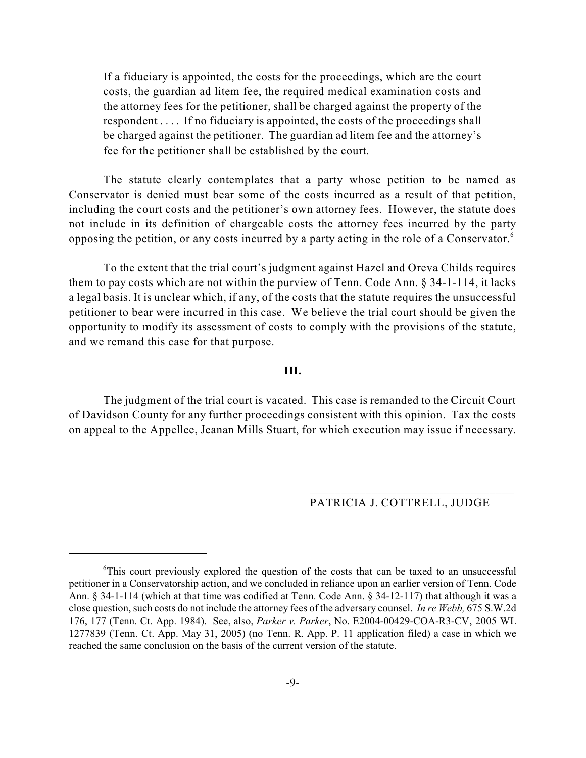> If a fiduciary is appointed, the costs for the proceedings, which are the court costs, the guardian ad litem fee, the required medical examination costs and the attorney fees for the petitioner, shall be charged against the property of the respondent . . . . If no fiduciary is appointed, the costs of the proceedings shall be charged against the petitioner. The guardian ad litem fee and the attorney's fee for the petitioner shall be established by the court.

The statute clearly contemplates that a party whose petition to be named as Conservator is denied must bear some of the costs incurred as a result of that petition, including the court costs and the petitioner's own attorney fees. However, the statute does not include in its definition of chargeable costs the attorney fees incurred by the party opposing the petition, or any costs incurred by a party acting in the role of a Conservator.[6]

To the extent that the trial court's judgment against Hazel and Oreva Childs requires them to pay costs which are not within the purview of Tenn. Code Ann. § 34-1-114, it lacks a legal basis. It is unclear which, if any, of the costs that the statute requires the unsuccessful petitioner to bear were incurred in this case. We believe the trial court should be given the opportunity to modify its assessment of costs to comply with the provisions of the statute, and we remand this case for that purpose.

## III.

The judgment of the trial court is vacated. This case is remanded to the Circuit Court of Davidson County for any further proceedings consistent with this opinion. Tax the costs on appeal to the Appellee, Jeanan Mills Stuart, for which execution may issue if necessary.

\_\_\_\_\_\_\_\_\_\_\_\_\_\_\_\_\_\_\_\_\_\_\_\_\_\_\_\_\_\_\_\_\_\_\_\_
PATRICIA J. COTTRELL, JUDGE

---

[6] This court previously explored the question of the costs that can be taxed to an unsuccessful petitioner in a Conservatorship action, and we concluded in reliance upon an earlier version of Tenn. Code Ann. § 34-1-114 (which at that time was codified at Tenn. Code Ann. § 34-12-117) that although it was a close question, such costs do not include the attorney fees of the adversary counsel. *In re Webb,* 675 S.W.2d 176, 177 (Tenn. Ct. App. 1984). See, also, *Parker v. Parker*, No. E2004-00429-COA-R3-CV, 2005 WL 1277839 (Tenn. Ct. App. May 31, 2005) (no Tenn. R. App. P. 11 application filed) a case in which we reached the same conclusion on the basis of the current version of the statute.